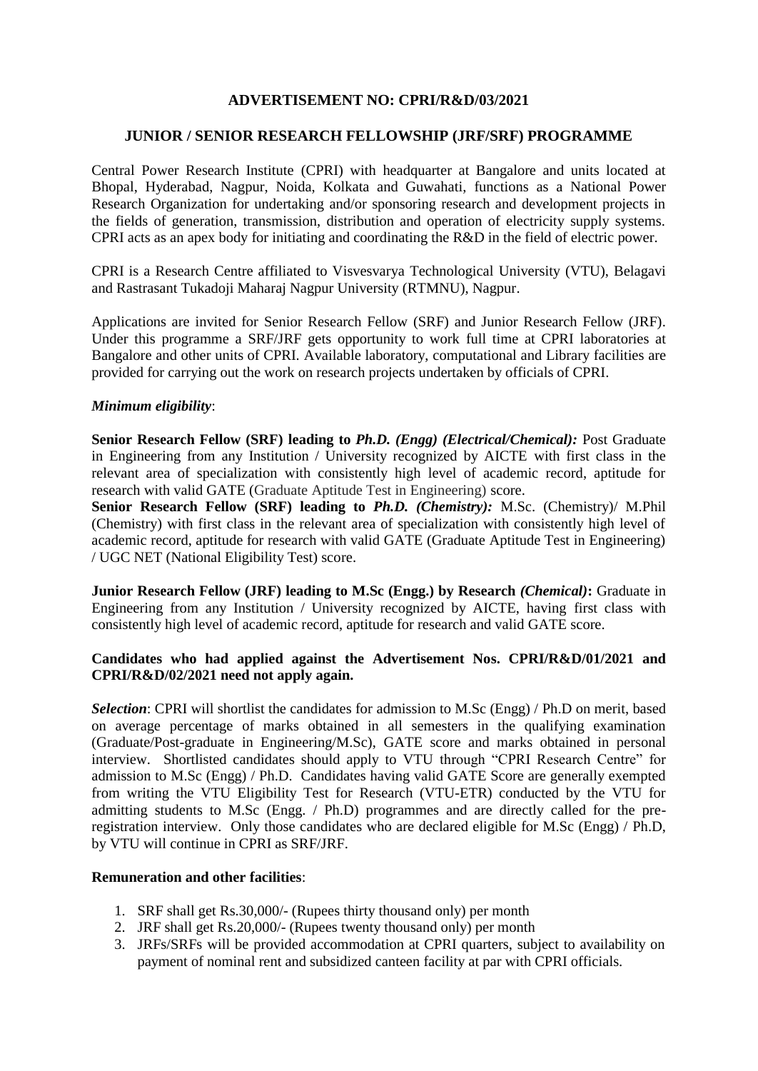# ADVERTISEMENT NO: CPRI/R&D/03/2021

## JUNIOR / SENIOR RESEARCH FELLOWSHIP (JRF/SRF) PROGRAMME

Central Power Research Institute (CPRI) with headquarter at Bangalore and units located at Bhopal, Hyderabad, Nagpur, Noida, Kolkata and Guwahati, functions as a National Power Research Organization for undertaking and/or sponsoring research and development projects in the fields of generation, transmission, distribution and operation of electricity supply systems. CPRI acts as an apex body for initiating and coordinating the R&D in the field of electric power.

CPRI is a Research Centre affiliated to Visvesvarya Technological University (VTU), Belagavi and Rastrasant Tukadoji Maharaj Nagpur University (RTMNU), Nagpur.

Applications are invited for Senior Research Fellow (SRF) and Junior Research Fellow (JRF). Under this programme a SRF/JRF gets opportunity to work full time at CPRI laboratories at Bangalore and other units of CPRI. Available laboratory, computational and Library facilities are provided for carrying out the work on research projects undertaken by officials of CPRI.

***Minimum eligibility***:

**Senior Research Fellow (SRF) leading to *Ph.D. (Engg) (Electrical/Chemical):*** Post Graduate in Engineering from any Institution / University recognized by AICTE with first class in the relevant area of specialization with consistently high level of academic record, aptitude for research with valid GATE (Graduate Aptitude Test in Engineering) score.

**Senior Research Fellow (SRF) leading to *Ph.D. (Chemistry):*** M.Sc. (Chemistry)/ M.Phil (Chemistry) with first class in the relevant area of specialization with consistently high level of academic record, aptitude for research with valid GATE (Graduate Aptitude Test in Engineering) / UGC NET (National Eligibility Test) score.

**Junior Research Fellow (JRF) leading to M.Sc (Engg.) by Research *(Chemical)*:** Graduate in Engineering from any Institution / University recognized by AICTE, having first class with consistently high level of academic record, aptitude for research and valid GATE score.

**Candidates who had applied against the Advertisement Nos. CPRI/R&D/01/2021 and CPRI/R&D/02/2021 need not apply again.**

***Selection***: CPRI will shortlist the candidates for admission to M.Sc (Engg) / Ph.D on merit, based on average percentage of marks obtained in all semesters in the qualifying examination (Graduate/Post-graduate in Engineering/M.Sc), GATE score and marks obtained in personal interview. Shortlisted candidates should apply to VTU through "CPRI Research Centre" for admission to M.Sc (Engg) / Ph.D. Candidates having valid GATE Score are generally exempted from writing the VTU Eligibility Test for Research (VTU-ETR) conducted by the VTU for admitting students to M.Sc (Engg. / Ph.D) programmes and are directly called for the pre-registration interview. Only those candidates who are declared eligible for M.Sc (Engg) / Ph.D, by VTU will continue in CPRI as SRF/JRF.

**Remuneration and other facilities**:

1. SRF shall get Rs.30,000/- (Rupees thirty thousand only) per month
2. JRF shall get Rs.20,000/- (Rupees twenty thousand only) per month
3. JRFs/SRFs will be provided accommodation at CPRI quarters, subject to availability on payment of nominal rent and subsidized canteen facility at par with CPRI officials.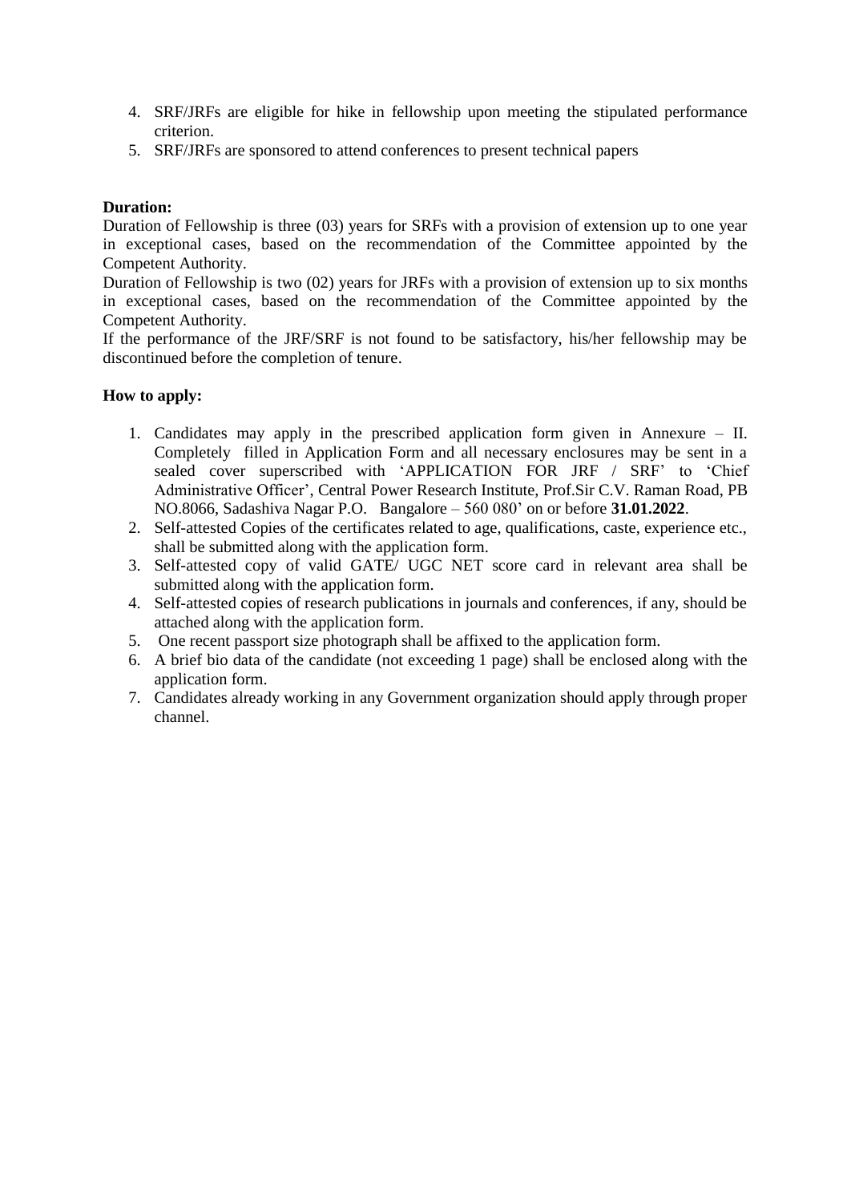4. SRF/JRFs are eligible for hike in fellowship upon meeting the stipulated performance criterion.
5. SRF/JRFs are sponsored to attend conferences to present technical papers

**Duration:**

Duration of Fellowship is three (03) years for SRFs with a provision of extension up to one year in exceptional cases, based on the recommendation of the Committee appointed by the Competent Authority.

Duration of Fellowship is two (02) years for JRFs with a provision of extension up to six months in exceptional cases, based on the recommendation of the Committee appointed by the Competent Authority.

If the performance of the JRF/SRF is not found to be satisfactory, his/her fellowship may be discontinued before the completion of tenure.

**How to apply:**

1. Candidates may apply in the prescribed application form given in Annexure – II. Completely filled in Application Form and all necessary enclosures may be sent in a sealed cover superscribed with 'APPLICATION FOR JRF / SRF' to 'Chief Administrative Officer', Central Power Research Institute, Prof.Sir C.V. Raman Road, PB NO.8066, Sadashiva Nagar P.O. Bangalore – 560 080' on or before **31.01.2022**.
2. Self-attested Copies of the certificates related to age, qualifications, caste, experience etc., shall be submitted along with the application form.
3. Self-attested copy of valid GATE/ UGC NET score card in relevant area shall be submitted along with the application form.
4. Self-attested copies of research publications in journals and conferences, if any, should be attached along with the application form.
5. One recent passport size photograph shall be affixed to the application form.
6. A brief bio data of the candidate (not exceeding 1 page) shall be enclosed along with the application form.
7. Candidates already working in any Government organization should apply through proper channel.